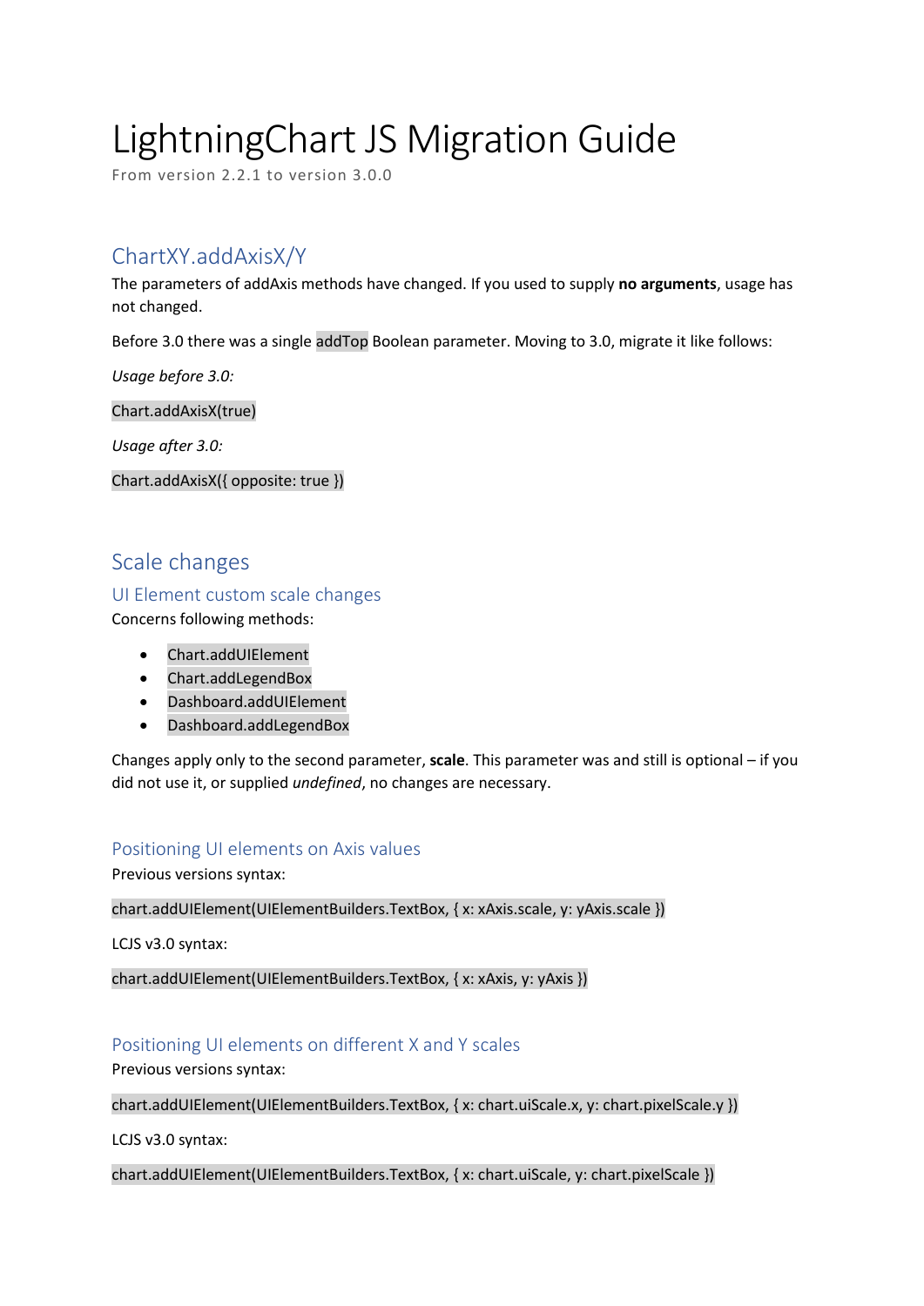# LightningChart JS Migration Guide

From version 2.2.1 to version 3.0.0

## ChartXY.addAxisX/Y

The parameters of addAxis methods have changed. If you used to supply **no arguments**, usage has not changed.

Before 3.0 there was a single `addTop` Boolean parameter. Moving to 3.0, migrate it like follows:

*Usage before 3.0:*

```
Chart.addAxisX(true)
```

*Usage after 3.0:*

```
Chart.addAxisX({ opposite: true })
```

## Scale changes

### UI Element custom scale changes

Concerns following methods:

- `Chart.addUIElement`
- `Chart.addLegendBox`
- `Dashboard.addUIElement`
- `Dashboard.addLegendBox`

Changes apply only to the second parameter, **scale**. This parameter was and still is optional – if you did not use it, or supplied *undefined*, no changes are necessary.

### Positioning UI elements on Axis values

Previous versions syntax:

```
chart.addUIElement(UIElementBuilders.TextBox, { x: xAxis.scale, y: yAxis.scale })
```

LCJS v3.0 syntax:

```
chart.addUIElement(UIElementBuilders.TextBox, { x: xAxis, y: yAxis })
```

### Positioning UI elements on different X and Y scales

Previous versions syntax:

```
chart.addUIElement(UIElementBuilders.TextBox, { x: chart.uiScale.x, y: chart.pixelScale.y })
```

LCJS v3.0 syntax:

```
chart.addUIElement(UIElementBuilders.TextBox, { x: chart.uiScale, y: chart.pixelScale })
```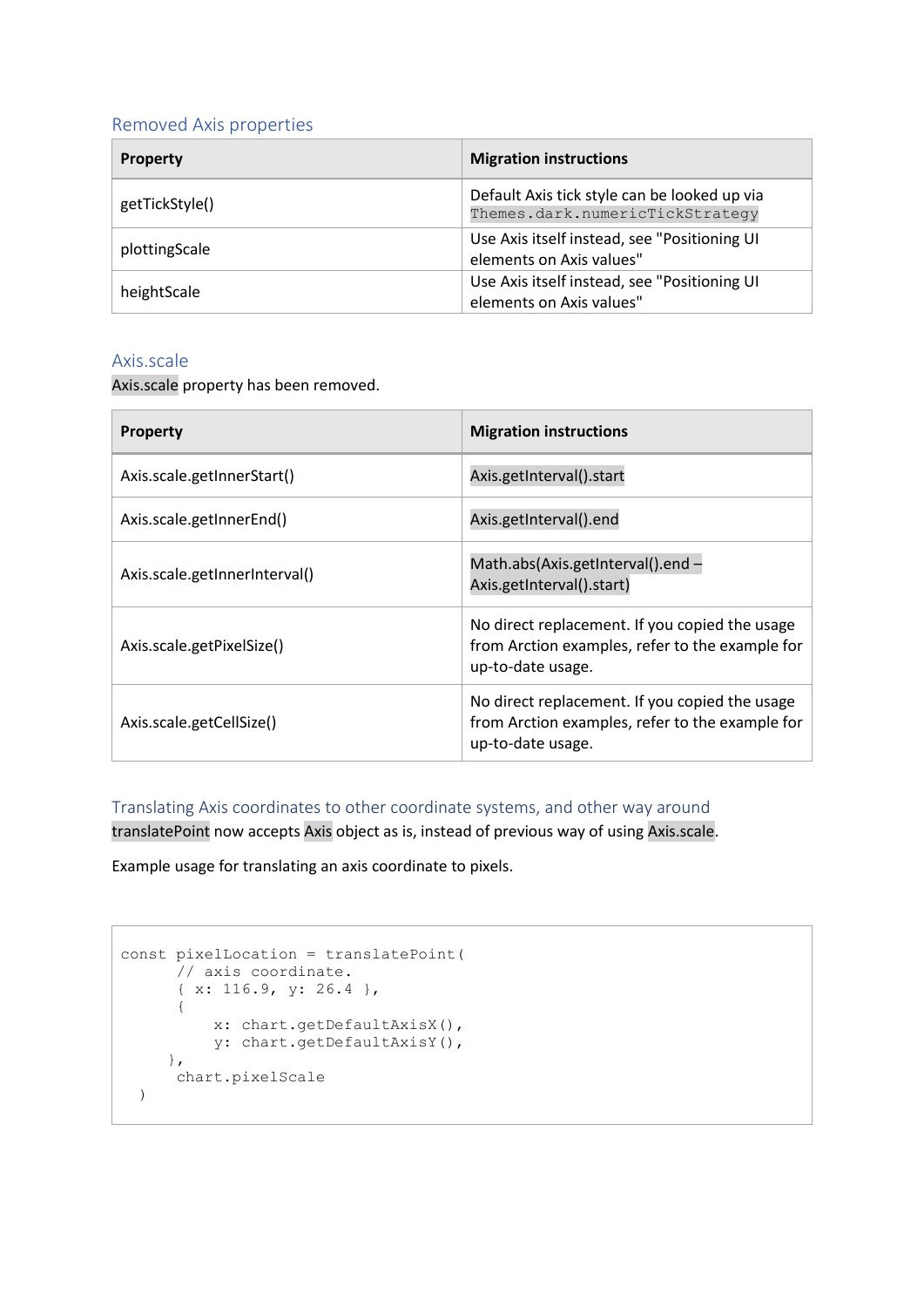### Removed Axis properties

| Property | Migration instructions |
| --- | --- |
| getTickStyle() | Default Axis tick style can be looked up via `Themes.dark.numericTickStrategy` |
| plottingScale | Use Axis itself instead, see "Positioning UI elements on Axis values" |
| heightScale | Use Axis itself instead, see "Positioning UI elements on Axis values" |

### Axis.scale

Axis.scale property has been removed.

| Property | Migration instructions |
| --- | --- |
| Axis.scale.getInnerStart() | Axis.getInterval().start |
| Axis.scale.getInnerEnd() | Axis.getInterval().end |
| Axis.scale.getInnerInterval() | Math.abs(Axis.getInterval().end – Axis.getInterval().start) |
| Axis.scale.getPixelSize() | No direct replacement. If you copied the usage from Arction examples, refer to the example for up-to-date usage. |
| Axis.scale.getCellSize() | No direct replacement. If you copied the usage from Arction examples, refer to the example for up-to-date usage. |

### Translating Axis coordinates to other coordinate systems, and other way around

translatePoint now accepts Axis object as is, instead of previous way of using Axis.scale.

Example usage for translating an axis coordinate to pixels.

```
const pixelLocation = translatePoint(
      // axis coordinate.
      { x: 116.9, y: 26.4 },
      {
          x: chart.getDefaultAxisX(),
          y: chart.getDefaultAxisY(),
     },
      chart.pixelScale
  )
```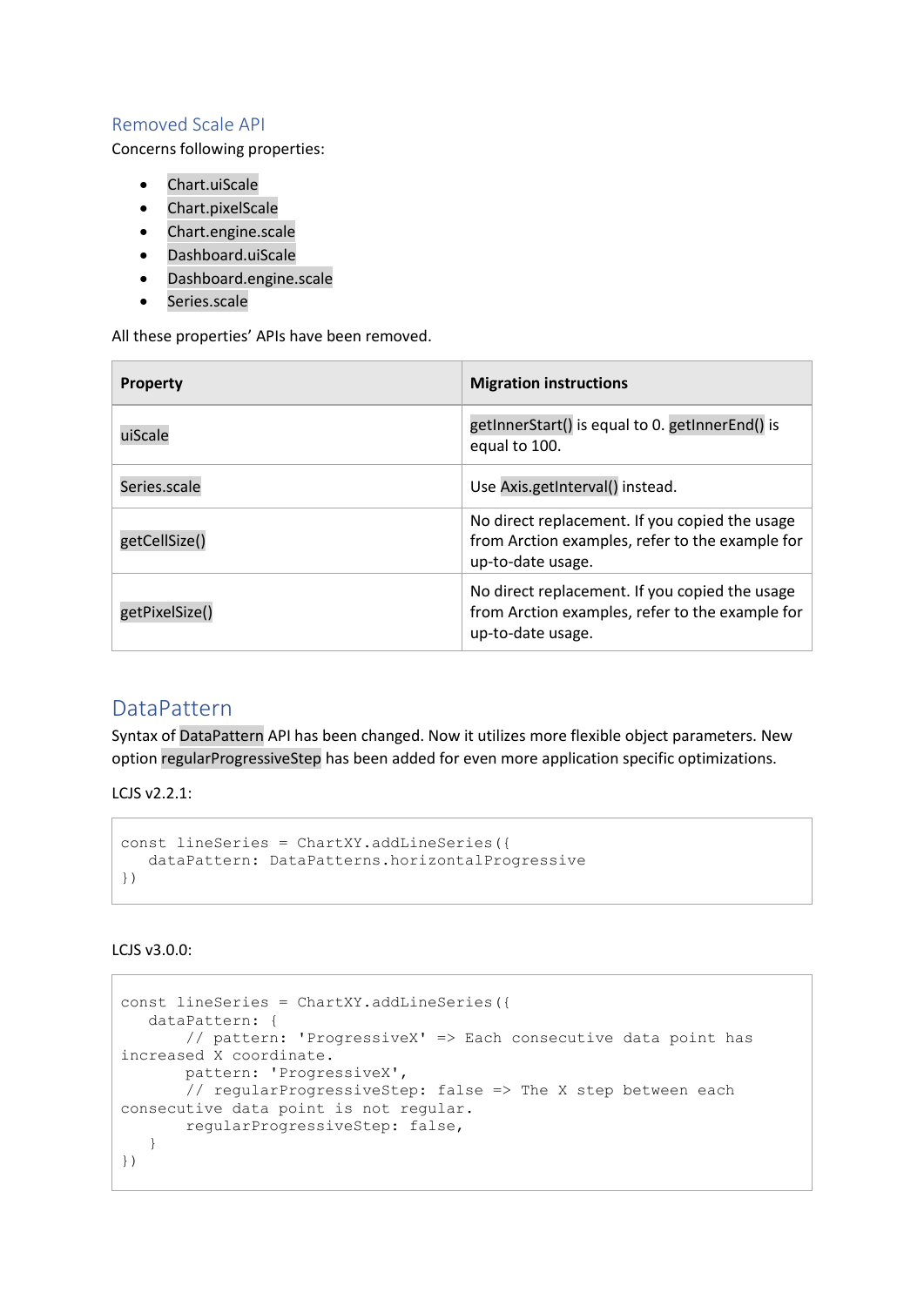### Removed Scale API

Concerns following properties:

- `Chart.uiScale`
- `Chart.pixelScale`
- `Chart.engine.scale`
- `Dashboard.uiScale`
- `Dashboard.engine.scale`
- `Series.scale`

All these properties' APIs have been removed.

| Property | Migration instructions |
|---|---|
| `uiScale` | `getInnerStart()` is equal to 0. `getInnerEnd()` is equal to 100. |
| `Series.scale` | Use `Axis.getInterval()` instead. |
| `getCellSize()` | No direct replacement. If you copied the usage from Arction examples, refer to the example for up-to-date usage. |
| `getPixelSize()` | No direct replacement. If you copied the usage from Arction examples, refer to the example for up-to-date usage. |

## DataPattern

Syntax of `DataPattern` API has been changed. Now it utilizes more flexible object parameters. New option `regularProgressiveStep` has been added for even more application specific optimizations.

LCJS v2.2.1:

```
const lineSeries = ChartXY.addLineSeries({
   dataPattern: DataPatterns.horizontalProgressive
})
```

LCJS v3.0.0:

```
const lineSeries = ChartXY.addLineSeries({
   dataPattern: {
       // pattern: 'ProgressiveX' => Each consecutive data point has increased X coordinate.
       pattern: 'ProgressiveX',
       // regularProgressiveStep: false => The X step between each consecutive data point is not regular.
       regularProgressiveStep: false,
   }
})
```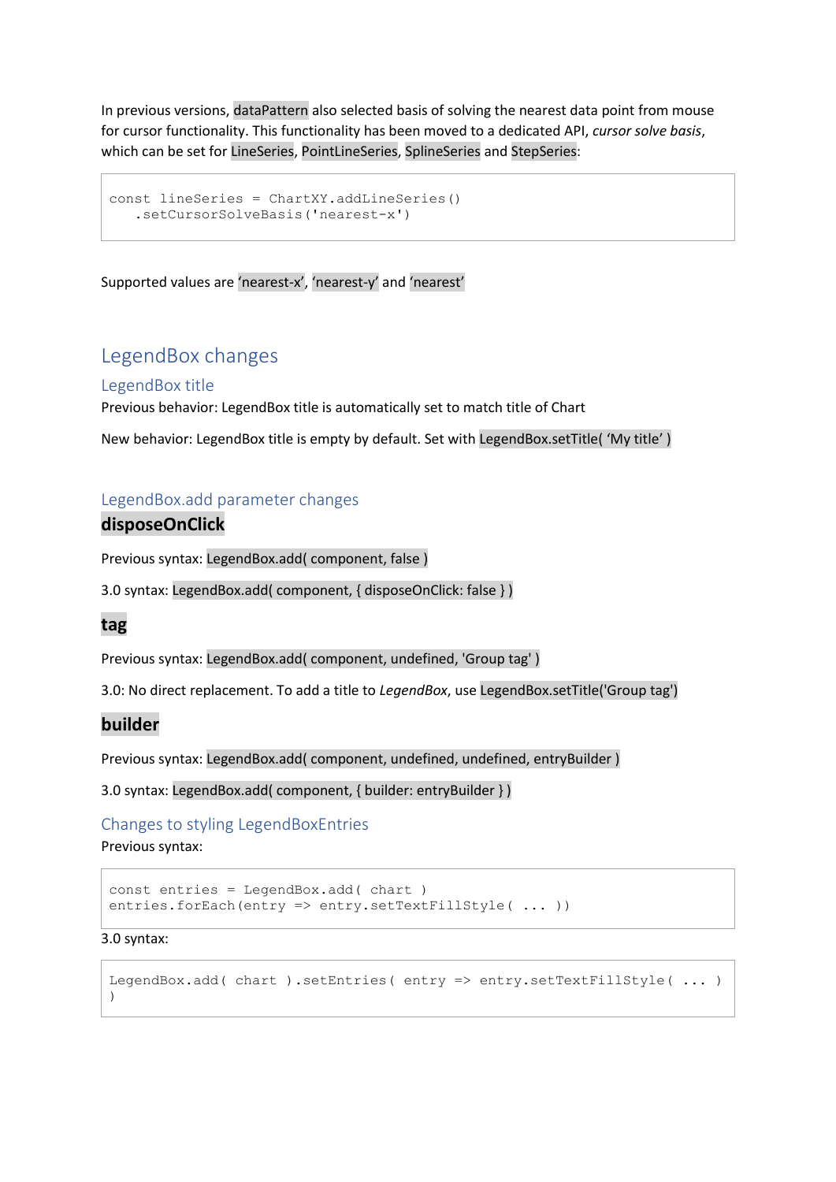In previous versions, `dataPattern` also selected basis of solving the nearest data point from mouse for cursor functionality. This functionality has been moved to a dedicated API, *cursor solve basis*, which can be set for `LineSeries`, `PointLineSeries`, `SplineSeries` and `StepSeries`:

```
const lineSeries = ChartXY.addLineSeries()
   .setCursorSolveBasis('nearest-x')
```

Supported values are `'nearest-x'`, `'nearest-y'` and `'nearest'`

## LegendBox changes

### LegendBox title

Previous behavior: LegendBox title is automatically set to match title of Chart

New behavior: LegendBox title is empty by default. Set with `LegendBox.setTitle( 'My title' )`

### LegendBox.add parameter changes

#### disposeOnClick

Previous syntax: `LegendBox.add( component, false )`

3.0 syntax: `LegendBox.add( component, { disposeOnClick: false } )`

#### tag

Previous syntax: `LegendBox.add( component, undefined, 'Group tag' )`

3.0: No direct replacement. To add a title to *LegendBox*, use `LegendBox.setTitle('Group tag')`

#### builder

Previous syntax: `LegendBox.add( component, undefined, undefined, entryBuilder )`

3.0 syntax: `LegendBox.add( component, { builder: entryBuilder } )`

### Changes to styling LegendBoxEntries

Previous syntax:

```
const entries = LegendBox.add( chart )
entries.forEach(entry => entry.setTextFillStyle( ... ))
```

3.0 syntax:

```
LegendBox.add( chart ).setEntries( entry => entry.setTextFillStyle( ... )
)
```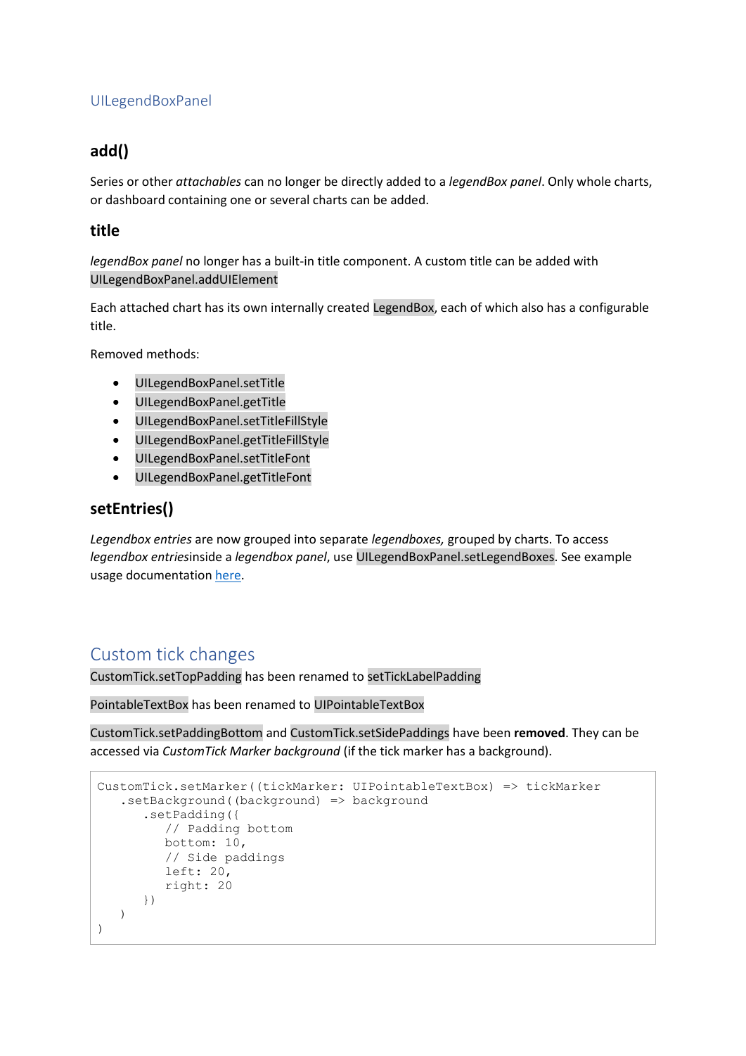## UILegendBoxPanel

### add()

Series or other *attachables* can no longer be directly added to a *legendBox panel*. Only whole charts, or dashboard containing one or several charts can be added.

### title

*legendBox panel* no longer has a built-in title component. A custom title can be added with `UILegendBoxPanel.addUIElement`

Each attached chart has its own internally created `LegendBox`, each of which also has a configurable title.

Removed methods:

- `UILegendBoxPanel.setTitle`
- `UILegendBoxPanel.getTitle`
- `UILegendBoxPanel.setTitleFillStyle`
- `UILegendBoxPanel.getTitleFillStyle`
- `UILegendBoxPanel.setTitleFont`
- `UILegendBoxPanel.getTitleFont`

### setEntries()

*Legendbox entries* are now grouped into separate *legendboxes,* grouped by charts. To access *legendbox entries*inside a *legendbox panel*, use `UILegendBoxPanel.setLegendBoxes`. See example usage documentation [here](here).

## Custom tick changes

`CustomTick.setTopPadding` has been renamed to `setTickLabelPadding`

`PointableTextBox` has been renamed to `UIPointableTextBox`

`CustomTick.setPaddingBottom` and `CustomTick.setSidePaddings` have been **removed**. They can be accessed via *CustomTick Marker background* (if the tick marker has a background).

```
CustomTick.setMarker((tickMarker: UIPointableTextBox) => tickMarker
    .setBackground((background) => background
        .setPadding({
            // Padding bottom
            bottom: 10,
            // Side paddings
            left: 20,
            right: 20
        })
    )
)
```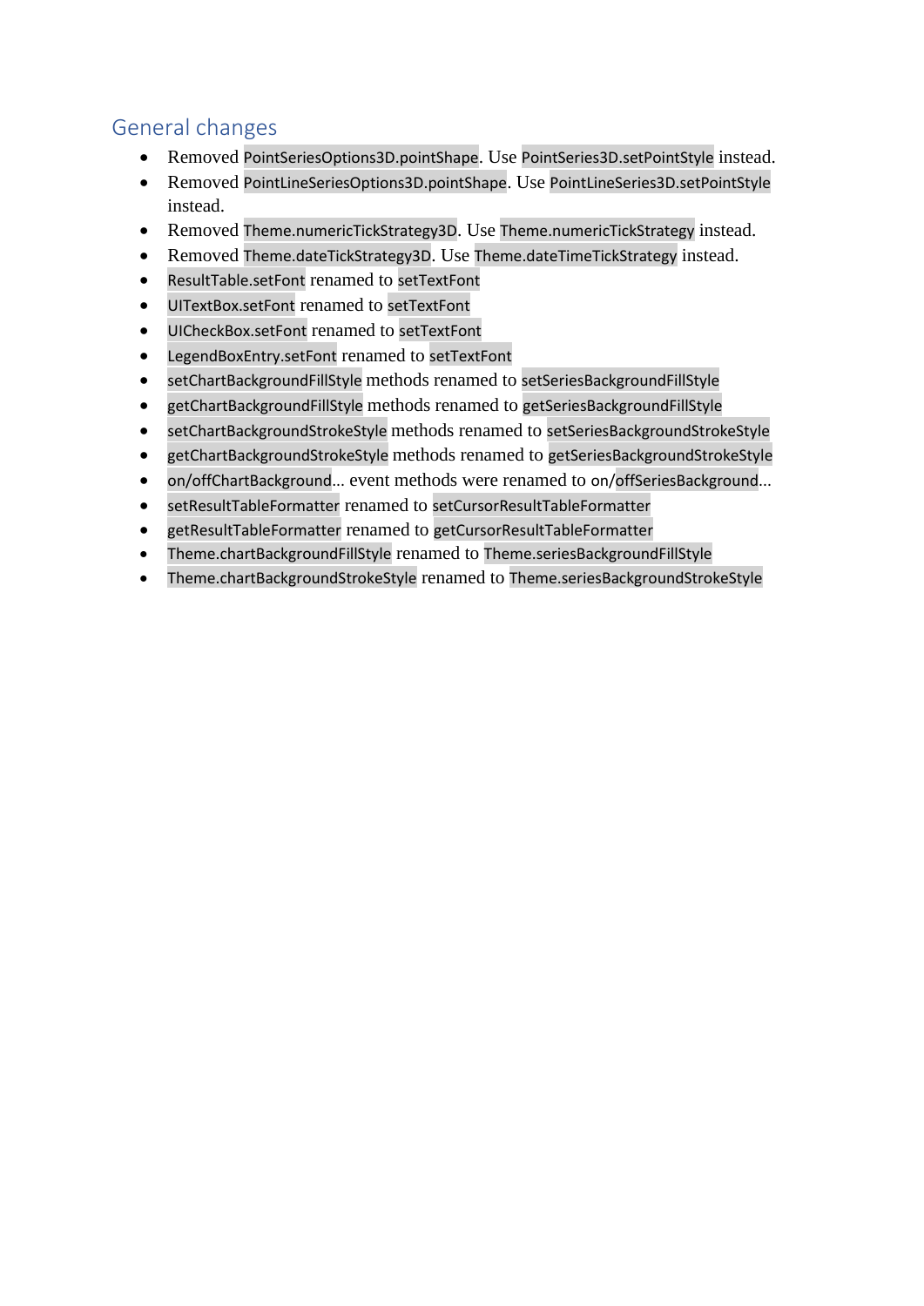## General changes

- Removed `PointSeriesOptions3D.pointShape`. Use `PointSeries3D.setPointStyle` instead.
- Removed `PointLineSeriesOptions3D.pointShape`. Use `PointLineSeries3D.setPointStyle` instead.
- Removed `Theme.numericTickStrategy3D`. Use `Theme.numericTickStrategy` instead.
- Removed `Theme.dateTickStrategy3D`. Use `Theme.dateTimeTickStrategy` instead.
- `ResultTable.setFont` renamed to `setTextFont`
- `UITextBox.setFont` renamed to `setTextFont`
- `UICheckBox.setFont` renamed to `setTextFont`
- `LegendBoxEntry.setFont` renamed to `setTextFont`
- `setChartBackgroundFillStyle` methods renamed to `setSeriesBackgroundFillStyle`
- `getChartBackgroundFillStyle` methods renamed to `getSeriesBackgroundFillStyle`
- `setChartBackgroundStrokeStyle` methods renamed to `setSeriesBackgroundStrokeStyle`
- `getChartBackgroundStrokeStyle` methods renamed to `getSeriesBackgroundStrokeStyle`
- `on/offChartBackground`... event methods were renamed to on/`offSeriesBackground`...
- `setResultTableFormatter` renamed to `setCursorResultTableFormatter`
- `getResultTableFormatter` renamed to `getCursorResultTableFormatter`
- `Theme.chartBackgroundFillStyle` renamed to `Theme.seriesBackgroundFillStyle`
- `Theme.chartBackgroundStrokeStyle` renamed to `Theme.seriesBackgroundStrokeStyle`